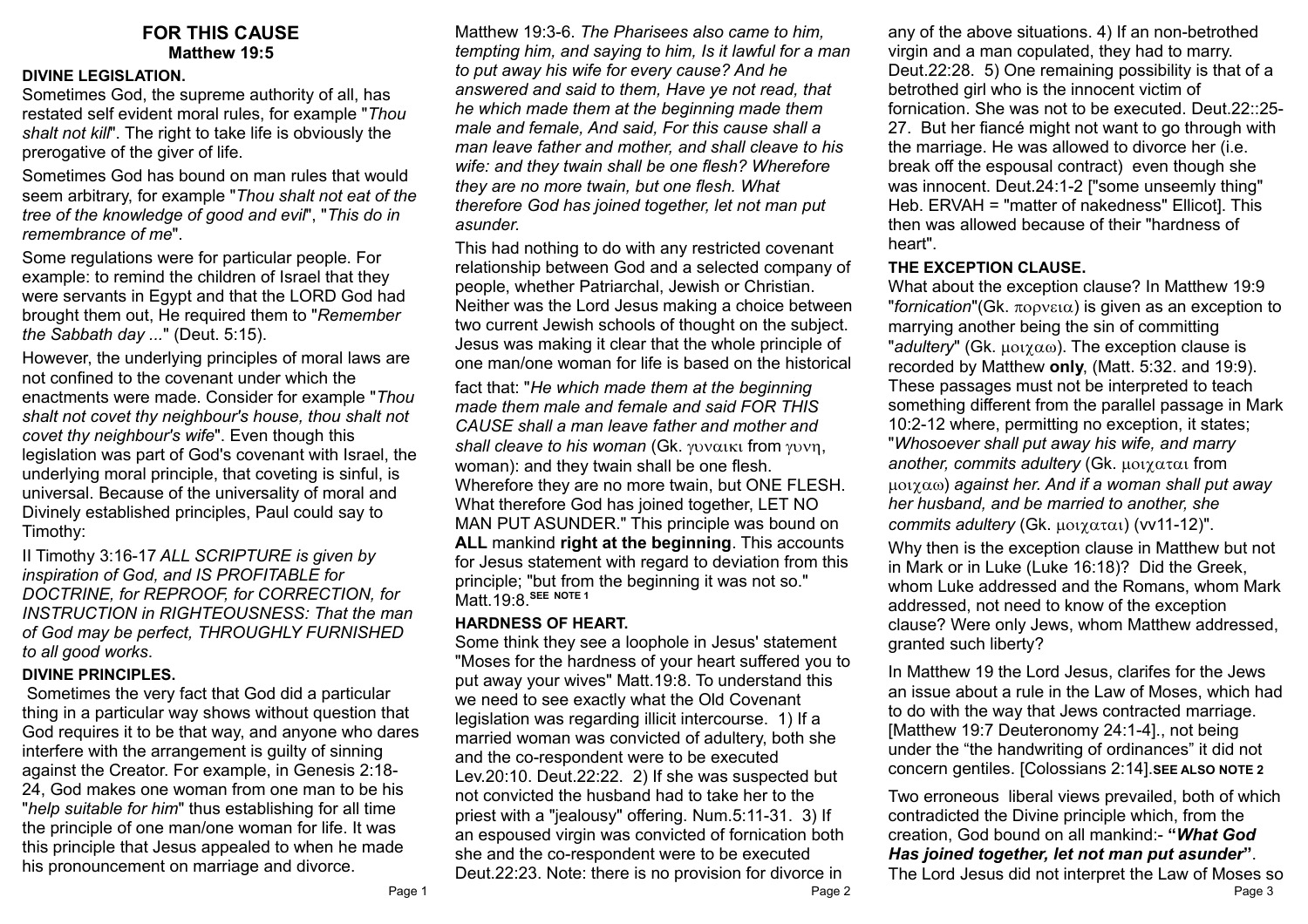# FOR THIS CAUSE

**Matthew 19:5**

### DIVINE LEGISLATION.

Sometimes God, the supreme authority of all, has restated self evident moral rules, for example "*Thou shalt not kill*". The right to take life is obviously the prerogative of the giver of life.

Sometimes God has bound on man rules that would seem arbitrary, for example "*Thou shalt not eat of the tree of the knowledge of good and evil*", "*This do in remembrance of me*".

Some regulations were for particular people. For example: to remind the children of Israel that they were servants in Egypt and that the LORD God had brought them out, He required them to "*Remember the Sabbath day ...*" (Deut. 5:15).

However, the underlying principles of moral laws are not confined to the covenant under which the enactments were made. Consider for example "*Thou shalt not covet thy neighbour's house, thou shalt not covet thy neighbour's wife*". Even though this legislation was part of God's covenant with Israel, the underlying moral principle, that coveting is sinful, is universal. Because of the universality of moral and Divinely established principles, Paul could say to Timothy:

II Timothy 3:16-17 *ALL SCRIPTURE is given by inspiration of God, and IS PROFITABLE for DOCTRINE, for REPROOF, for CORRECTION, for INSTRUCTION in RIGHTEOUSNESS: That the man of God may be perfect, THROUGHLY FURNISHED to all good works.*

### DIVINE PRINCIPLES.

Sometimes the very fact that God did a particular thing in a particular way shows without question that God requires it to be that way, and anyone who dares interfere with the arrangement is guilty of sinning against the Creator. For example, in Genesis 2:18-24, God makes one woman from one man to be his "*help suitable for him*" thus establishing for all time the principle of one man/one woman for life. It was this principle that Jesus appealed to when he made his pronouncement on marriage and divorce.

Matthew 19:3-6. *The Pharisees also came to him, tempting him, and saying to him, Is it lawful for a man to put away his wife for every cause? And he answered and said to them, Have ye not read, that he which made them at the beginning made them male and female, And said, For this cause shall a man leave father and mother, and shall cleave to his wife: and they twain shall be one flesh? Wherefore they are no more twain, but one flesh. What therefore God has joined together, let not man put asunder.*

This had nothing to do with any restricted covenant relationship between God and a selected company of people, whether Patriarchal, Jewish or Christian. Neither was the Lord Jesus making a choice between two current Jewish schools of thought on the subject. Jesus was making it clear that the whole principle of one man/one woman for life is based on the historical fact that: "*He which made them at the beginning made them male and female and said FOR THIS CAUSE shall a man leave father and mother and shall cleave to his woman* (Gk. γυναικι from γυνη, woman): and they twain shall be one flesh. Wherefore they are no more twain, but ONE FLESH. What therefore God has joined together, LET NO MAN PUT ASUNDER." This principle was bound on **ALL** mankind **right at the beginning**. This accounts for Jesus statement with regard to deviation from this principle; "but from the beginning it was not so." Matt.19:8.[SEE NOTE 1]

### HARDNESS OF HEART.

Some think they see a loophole in Jesus' statement "Moses for the hardness of your heart suffered you to put away your wives" Matt.19:8. To understand this we need to see exactly what the Old Covenant legislation was regarding illicit intercourse. 1) If a married woman was convicted of adultery, both she and the co-respondent were to be executed Lev.20:10. Deut.22:22. 2) If she was suspected but not convicted the husband had to take her to the priest with a "jealousy" offering. Num.5:11-31. 3) If an espoused virgin was convicted of fornication both she and the co-respondent were to be executed Deut.22:23. Note: there is no provision for divorce in any of the above situations. 4) If an non-betrothed virgin and a man copulated, they had to marry. Deut.22:28. 5) One remaining possibility is that of a betrothed girl who is the innocent victim of fornication. She was not to be executed. Deut.22::25-27. But her fiancé might not want to go through with the marriage. He was allowed to divorce her (i.e. break off the espousal contract) even though she was innocent. Deut.24:1-2 ["some unseemly thing" Heb. ERVAH = "matter of nakedness" Ellicot]. This then was allowed because of their "hardness of heart".

### THE EXCEPTION CLAUSE.

What about the exception clause? In Matthew 19:9 "*fornication*"(Gk. πορνεια) is given as an exception to marrying another being the sin of committing "*adultery*" (Gk. μοιχαω). The exception clause is recorded by Matthew **only**, (Matt. 5:32. and 19:9). These passages must not be interpreted to teach something different from the parallel passage in Mark 10:2-12 where, permitting no exception, it states; "*Whosoever shall put away his wife, and marry another, commits adultery* (Gk. μοιχαται from μοιχαω) *against her. And if a woman shall put away her husband, and be married to another, she commits adultery* (Gk. μοιχαται) (vv11-12)".

Why then is the exception clause in Matthew but not in Mark or in Luke (Luke 16:18)? Did the Greek, whom Luke addressed and the Romans, whom Mark addressed, not need to know of the exception clause? Were only Jews, whom Matthew addressed, granted such liberty?

In Matthew 19 the Lord Jesus, clarifes for the Jews an issue about a rule in the Law of Moses, which had to do with the way that Jews contracted marriage. [Matthew 19:7 Deuteronomy 24:1-4]., not being under the "the handwriting of ordinances" it did not concern gentiles. [Colossians 2:14].**SEE ALSO NOTE 2**

Two erroneous liberal views prevailed, both of which contradicted the Divine principle which, from the creation, God bound on all mankind:- **"*What God Has joined together, let not man put asunder*"**. The Lord Jesus did not interpret the Law of Moses so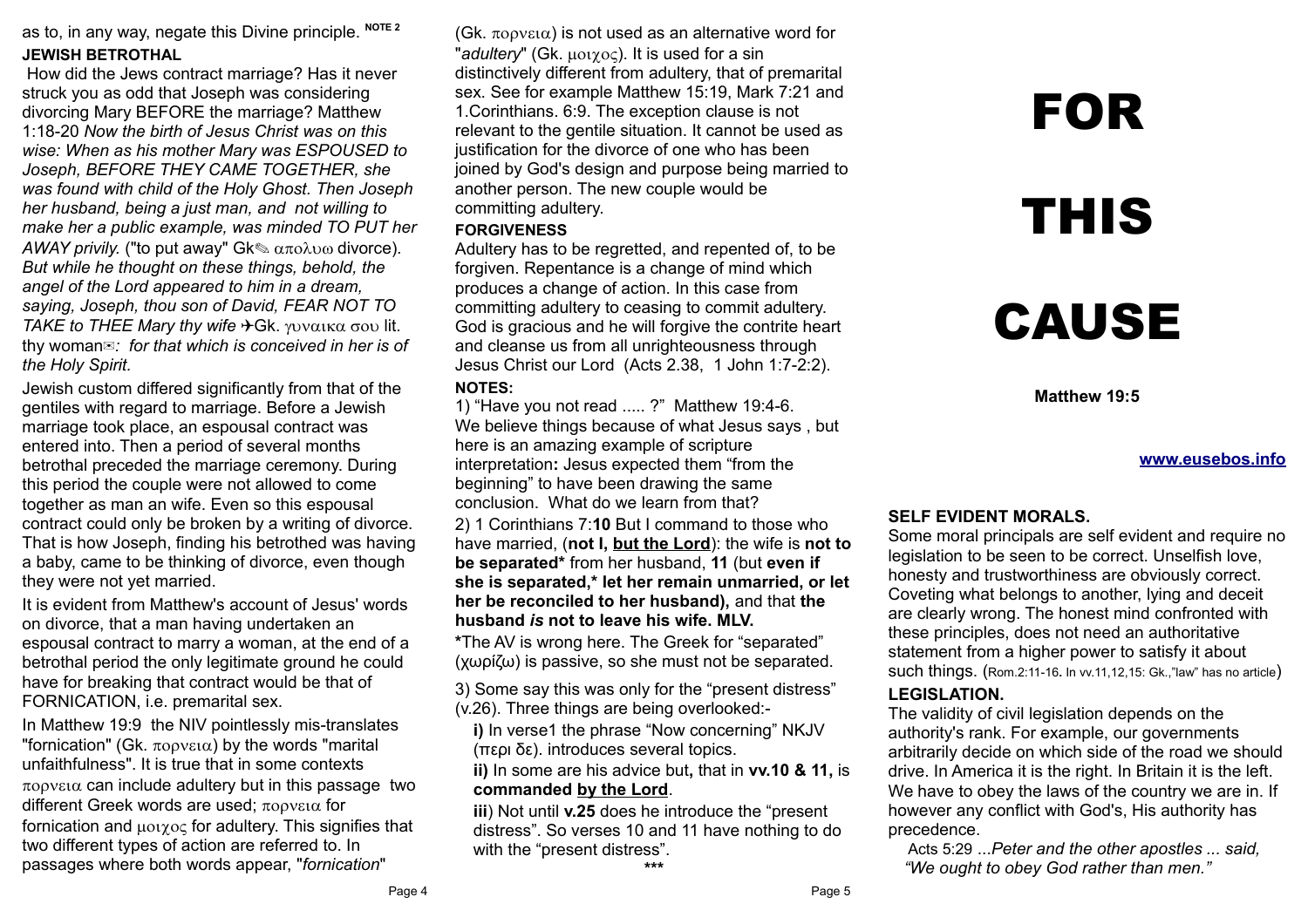as to, in any way, negate this Divine principle. NOTE 2

**JEWISH BETROTHAL**

How did the Jews contract marriage? Has it never struck you as odd that Joseph was considering divorcing Mary BEFORE the marriage? Matthew 1:18-20 *Now the birth of Jesus Christ was on this wise: When as his mother Mary was ESPOUSED to Joseph, BEFORE THEY CAME TOGETHER, she was found with child of the Holy Ghost. Then Joseph her husband, being a just man, and not willing to make her a public example, was minded TO PUT her AWAY privily.* ("to put away" Gk✎ απολυω divorce). *But while he thought on these things, behold, the angel of the Lord appeared to him in a dream, saying, Joseph, thou son of David, FEAR NOT TO TAKE to THEE Mary thy wife* ✈Gk. γυναικα σου lit. thy woman✉*: for that which is conceived in her is of the Holy Spirit.*

Jewish custom differed significantly from that of the gentiles with regard to marriage. Before a Jewish marriage took place, an espousal contract was entered into. Then a period of several months betrothal preceded the marriage ceremony. During this period the couple were not allowed to come together as man an wife. Even so this espousal contract could only be broken by a writing of divorce. That is how Joseph, finding his betrothed was having a baby, came to be thinking of divorce, even though they were not yet married.

It is evident from Matthew's account of Jesus' words on divorce, that a man having undertaken an espousal contract to marry a woman, at the end of a betrothal period the only legitimate ground he could have for breaking that contract would be that of FORNICATION, i.e. premarital sex.

In Matthew 19:9 the NIV pointlessly mis-translates "fornication" (Gk. πορνεια) by the words "marital unfaithfulness". It is true that in some contexts πορνεια can include adultery but in this passage two different Greek words are used; πορνεια for fornication and μοιχος for adultery. This signifies that two different types of action are referred to. In passages where both words appear, "*fornication*" (Gk. πορνεια) is not used as an alternative word for "*adultery*" (Gk. μοιχος). It is used for a sin distinctively different from adultery, that of premarital sex. See for example Matthew 15:19, Mark 7:21 and 1.Corinthians. 6:9. The exception clause is not relevant to the gentile situation. It cannot be used as justification for the divorce of one who has been joined by God's design and purpose being married to another person. The new couple would be committing adultery.

**FORGIVENESS**

Adultery has to be regretted, and repented of, to be forgiven. Repentance is a change of mind which produces a change of action. In this case from committing adultery to ceasing to commit adultery. God is gracious and he will forgive the contrite heart and cleanse us from all unrighteousness through Jesus Christ our Lord (Acts 2.38, 1 John 1:7-2:2).

**NOTES:**

1) "Have you not read ..... ?" Matthew 19:4-6. We believe things because of what Jesus says , but here is an amazing example of scripture interpretation**:** Jesus expected them "from the beginning" to have been drawing the same conclusion. What do we learn from that?

2) 1 Corinthians 7:**10** But I command to those who have married, (**not I, but the Lord**): the wife is **not to be separated*** from her husband, **11** (but **even if she is separated,* let her remain unmarried, or let her be reconciled to her husband),** and that **the husband *is* not to leave his wife. MLV.**

*The AV is wrong here. The Greek for "separated" (χωρίζω) is passive, so she must not be separated.

3) Some say this was only for the "present distress" (v.26). Three things are being overlooked:-

**i)** In verse1 the phrase "Now concerning" NKJV (περι δε). introduces several topics.

**ii)** In some are his advice but**,** that in **vv.10 & 11,** is **commanded by the Lord**.

**iii**) Not until **v.25** does he introduce the "present distress". So verses 10 and 11 have nothing to do with the "present distress".

\*\*\*

# FOR THIS CAUSE

**Matthew 19:5**

**www.eusebos.info**

**SELF EVIDENT MORALS.**

Some moral principals are self evident and require no legislation to be seen to be correct. Unselfish love, honesty and trustworthiness are obviously correct. Coveting what belongs to another, lying and deceit are clearly wrong. The honest mind confronted with these principles, does not need an authoritative statement from a higher power to satisfy it about such things. (Rom.2:11-16. In vv.11,12,15: Gk.,"law" has no article)

**LEGISLATION.**

The validity of civil legislation depends on the authority's rank. For example, our governments arbitrarily decide on which side of the road we should drive. In America it is the right. In Britain it is the left. We have to obey the laws of the country we are in. If however any conflict with God's, His authority has precedence.

Acts 5:29 ...*Peter and the other apostles ... said, "We ought to obey God rather than men."*